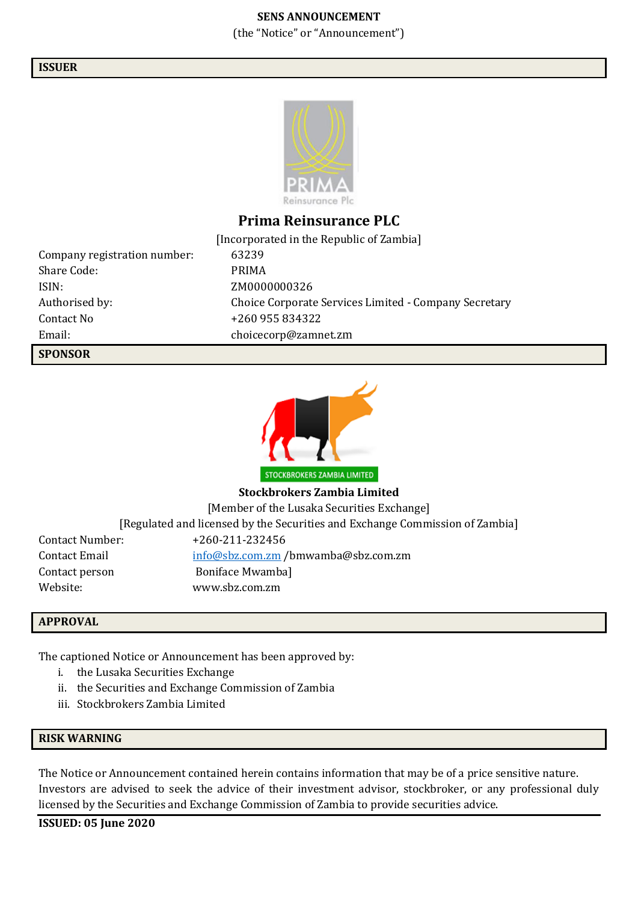**SENS ANNOUNCEMENT**

(the "Notice" or "Announcement")

## ISSUER

PRIMA
Reinsurance Plc

### Prima Reinsurance PLC

[Incorporated in the Republic of Zambia]

| | |
|---|---|
| Company registration number: | 63239 |
| Share Code: | PRIMA |
| ISIN: | ZM0000000326 |
| Authorised by: | Choice Corporate Services Limited - Company Secretary |
| Contact No | +260 955 834322 |
| Email: | choicecorp@zamnet.zm |

## SPONSOR

STOCKBROKERS ZAMBIA LIMITED

**Stockbrokers Zambia Limited**

[Member of the Lusaka Securities Exchange]

[Regulated and licensed by the Securities and Exchange Commission of Zambia]

| | |
|---|---|
| Contact Number: | +260-211-232456 |
| Contact Email | info@sbz.com.zm /bmwamba@sbz.com.zm |
| Contact person | Boniface Mwamba] |
| Website: | www.sbz.com.zm |

## APPROVAL

The captioned Notice or Announcement has been approved by:

i. the Lusaka Securities Exchange
ii. the Securities and Exchange Commission of Zambia
iii. Stockbrokers Zambia Limited

## RISK WARNING

The Notice or Announcement contained herein contains information that may be of a price sensitive nature. Investors are advised to seek the advice of their investment advisor, stockbroker, or any professional duly licensed by the Securities and Exchange Commission of Zambia to provide securities advice.

**ISSUED: 05 June 2020**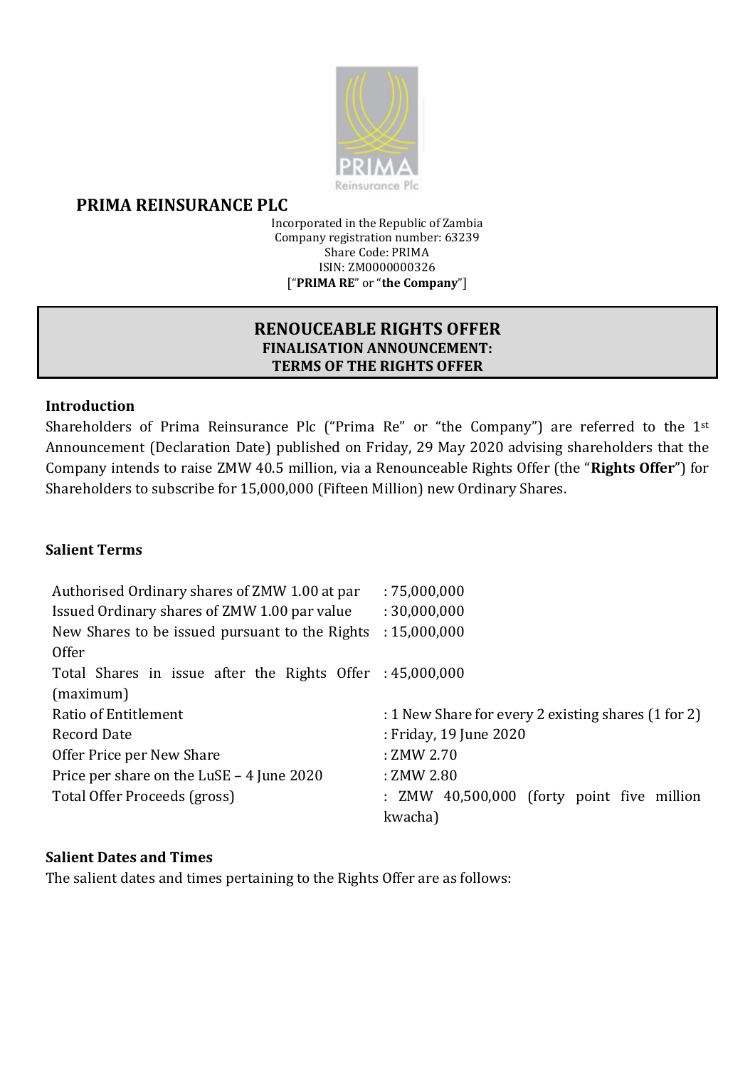# PRIMA REINSURANCE PLC

Incorporated in the Republic of Zambia
Company registration number: 63239
Share Code: PRIMA
ISIN: ZM0000000326
[“**PRIMA RE**” or “**the Company**”]

## RENOUCEABLE RIGHTS OFFER
### FINALISATION ANNOUNCEMENT:
### TERMS OF THE RIGHTS OFFER

**Introduction**

Shareholders of Prima Reinsurance Plc (“Prima Re” or “the Company”) are referred to the 1st Announcement (Declaration Date) published on Friday, 29 May 2020 advising shareholders that the Company intends to raise ZMW 40.5 million, via a Renounceable Rights Offer (the “**Rights Offer**”) for Shareholders to subscribe for 15,000,000 (Fifteen Million) new Ordinary Shares.

**Salient Terms**

| | |
|---|---|
| Authorised Ordinary shares of ZMW 1.00 at par | : 75,000,000 |
| Issued Ordinary shares of ZMW 1.00 par value | : 30,000,000 |
| New Shares to be issued pursuant to the Rights Offer | : 15,000,000 |
| Total Shares in issue after the Rights Offer (maximum) | : 45,000,000 |
| Ratio of Entitlement | : 1 New Share for every 2 existing shares (1 for 2) |
| Record Date | : Friday, 19 June 2020 |
| Offer Price per New Share | : ZMW 2.70 |
| Price per share on the LuSE – 4 June 2020 | : ZMW 2.80 |
| Total Offer Proceeds (gross) | : ZMW 40,500,000 (forty point five million kwacha) |

**Salient Dates and Times**

The salient dates and times pertaining to the Rights Offer are as follows: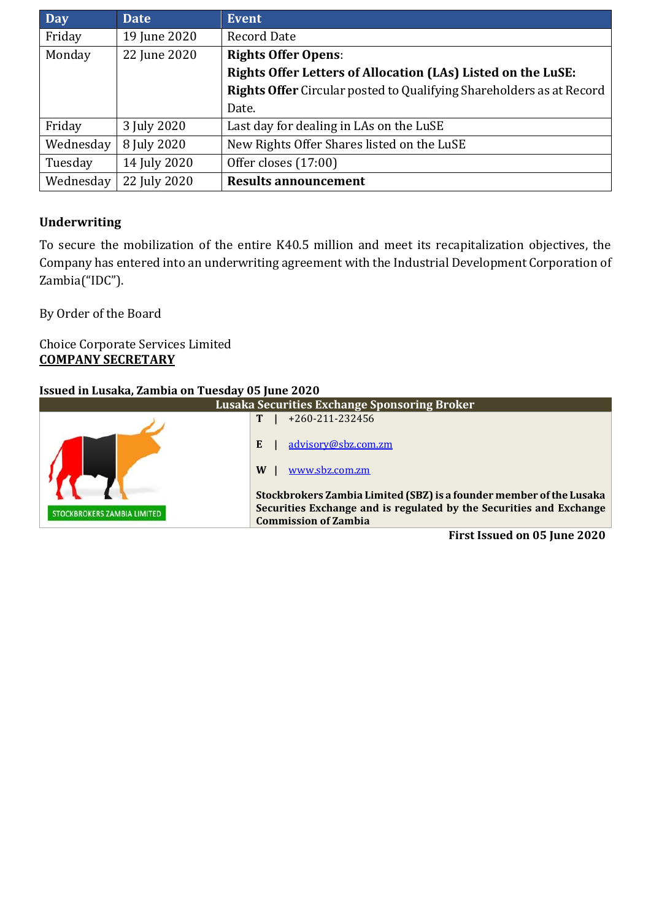| Day | Date | Event |
|---|---|---|
| Friday | 19 June 2020 | Record Date |
| Monday | 22 June 2020 | **Rights Offer Opens**: **Rights Offer Letters of Allocation (LAs) Listed on the LuSE:** **Rights Offer** Circular posted to Qualifying Shareholders as at Record Date. |
| Friday | 3 July 2020 | Last day for dealing in LAs on the LuSE |
| Wednesday | 8 July 2020 | New Rights Offer Shares listed on the LuSE |
| Tuesday | 14 July 2020 | Offer closes (17:00) |
| Wednesday | 22 July 2020 | **Results announcement** |

## Underwriting

To secure the mobilization of the entire K40.5 million and meet its recapitalization objectives, the Company has entered into an underwriting agreement with the Industrial Development Corporation of Zambia("IDC").

By Order of the Board

Choice Corporate Services Limited
**COMPANY SECRETARY**

**Issued in Lusaka, Zambia on Tuesday 05 June 2020**

**Lusaka Securities Exchange Sponsoring Broker**

STOCKBROKERS ZAMBIA LIMITED

**T** | +260-211-232456

**E** | advisory@sbz.com.zm

**W** | www.sbz.com.zm

**Stockbrokers Zambia Limited (SBZ) is a founder member of the Lusaka Securities Exchange and is regulated by the Securities and Exchange Commission of Zambia**

**First Issued on 05 June 2020**